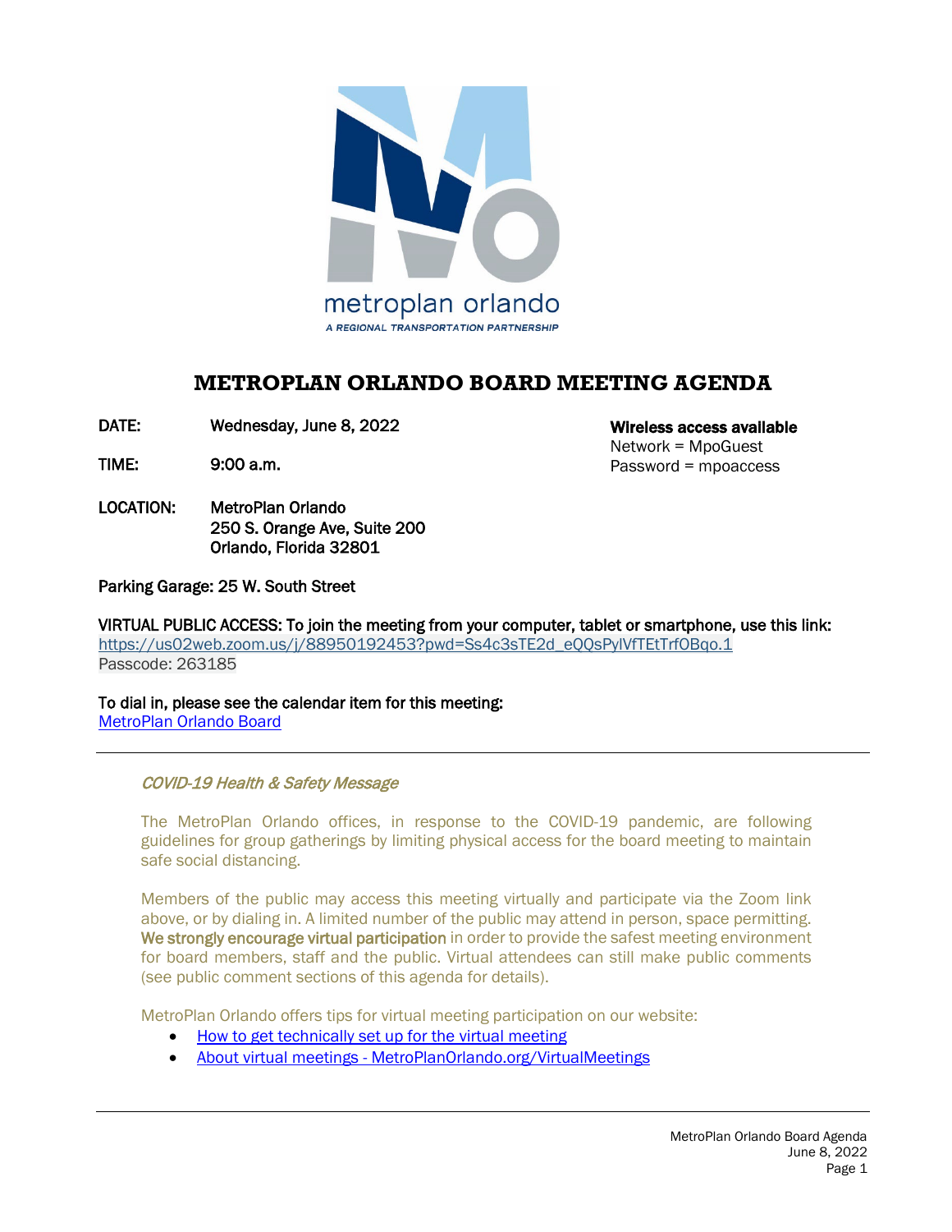metroplan orlando

*A REGIONAL TRANSPORTATION PARTNERSHIP*

# METROPLAN ORLANDO BOARD MEETING AGENDA

**DATE:** Wednesday, June 8, 2022

**TIME:** 9:00 a.m.

**LOCATION:** MetroPlan Orlando
250 S. Orange Ave, Suite 200
Orlando, Florida 32801

**Wireless access available**
Network = MpoGuest
Password = mpoaccess

Parking Garage: 25 W. South Street

VIRTUAL PUBLIC ACCESS: To join the meeting from your computer, tablet or smartphone, use this link:
https://us02web.zoom.us/j/88950192453?pwd=Ss4c3sTE2d_eQQsPylVfTEtTrfOBqo.1
Passcode: 263185

To dial in, please see the calendar item for this meeting:
MetroPlan Orlando Board

---

*COVID-19 Health & Safety Message*

The MetroPlan Orlando offices, in response to the COVID-19 pandemic, are following guidelines for group gatherings by limiting physical access for the board meeting to maintain safe social distancing.

Members of the public may access this meeting virtually and participate via the Zoom link above, or by dialing in. A limited number of the public may attend in person, space permitting. **We strongly encourage virtual participation** in order to provide the safest meeting environment for board members, staff and the public. Virtual attendees can still make public comments (see public comment sections of this agenda for details).

MetroPlan Orlando offers tips for virtual meeting participation on our website:

- How to get technically set up for the virtual meeting
- About virtual meetings - MetroPlanOrlando.org/VirtualMeetings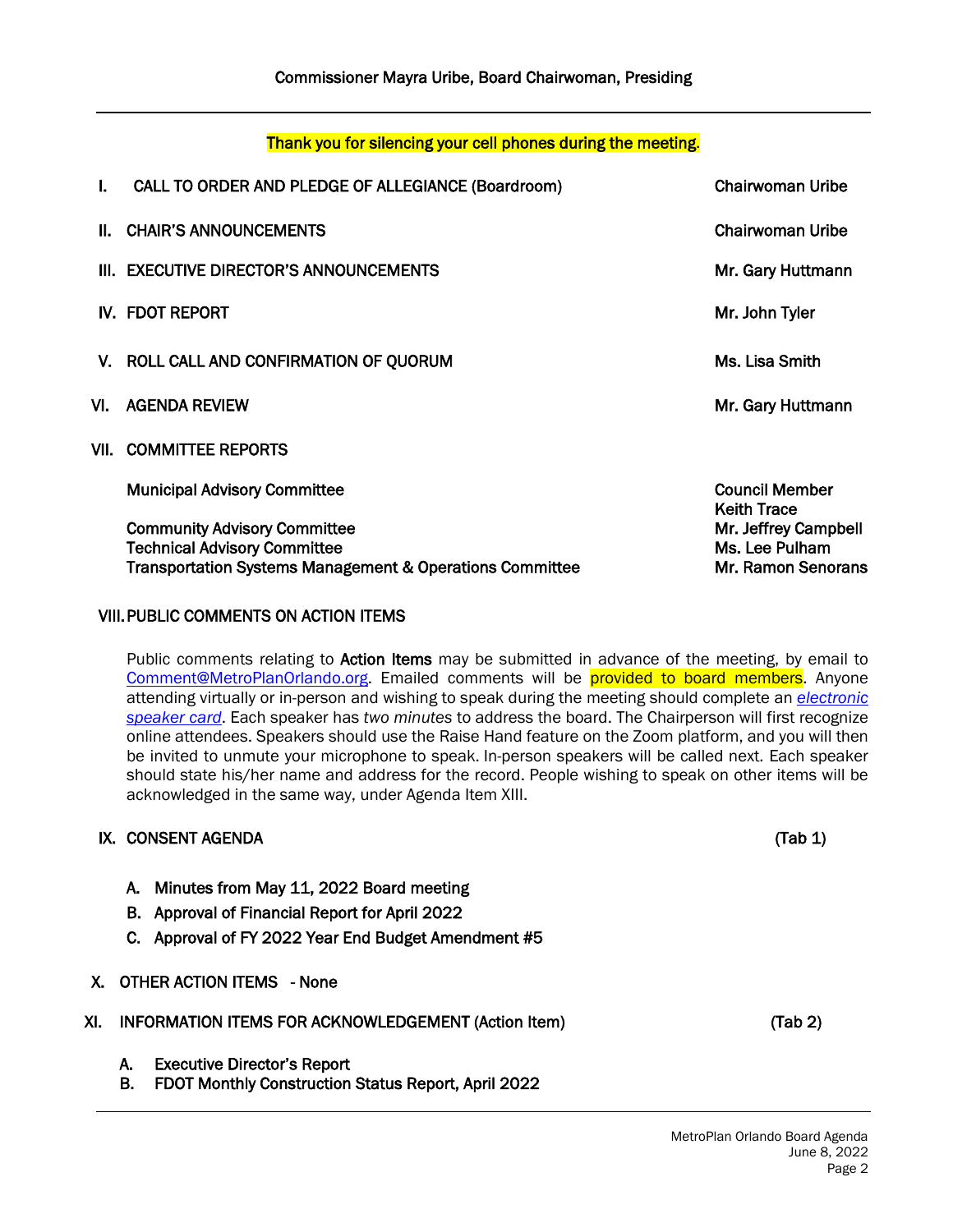Commissioner Mayra Uribe, Board Chairwoman, Presiding

---

Thank you for silencing your cell phones during the meeting.

| | | |
|---|---|---|
| I. | CALL TO ORDER AND PLEDGE OF ALLEGIANCE (Boardroom) | Chairwoman Uribe |
| II. | CHAIR'S ANNOUNCEMENTS | Chairwoman Uribe |
| III. | EXECUTIVE DIRECTOR'S ANNOUNCEMENTS | Mr. Gary Huttmann |
| IV. | FDOT REPORT | Mr. John Tyler |
| V. | ROLL CALL AND CONFIRMATION OF QUORUM | Ms. Lisa Smith |
| VI. | AGENDA REVIEW | Mr. Gary Huttmann |
| VII. | COMMITTEE REPORTS | |
| | Municipal Advisory Committee | Council Member Keith Trace |
| | Community Advisory Committee | Mr. Jeffrey Campbell |
| | Technical Advisory Committee | Ms. Lee Pulham |
| | Transportation Systems Management & Operations Committee | Mr. Ramon Senorans |

**VIII. PUBLIC COMMENTS ON ACTION ITEMS**

Public comments relating to **Action Items** may be submitted in advance of the meeting, by email to Comment@MetroPlanOrlando.org. Emailed comments will be provided to board members. Anyone attending virtually or in-person and wishing to speak during the meeting should complete an *electronic speaker card*. Each speaker has *two minutes* to address the board. The Chairperson will first recognize online attendees. Speakers should use the Raise Hand feature on the Zoom platform, and you will then be invited to unmute your microphone to speak. In-person speakers will be called next. Each speaker should state his/her name and address for the record. People wishing to speak on other items will be acknowledged in the same way, under Agenda Item XIII.

**IX. CONSENT AGENDA** (Tab 1)

A. Minutes from May 11, 2022 Board meeting
B. Approval of Financial Report for April 2022
C. Approval of FY 2022 Year End Budget Amendment #5

**X. OTHER ACTION ITEMS - None**

**XI. INFORMATION ITEMS FOR ACKNOWLEDGEMENT (Action Item)** (Tab 2)

A. Executive Director's Report
B. FDOT Monthly Construction Status Report, April 2022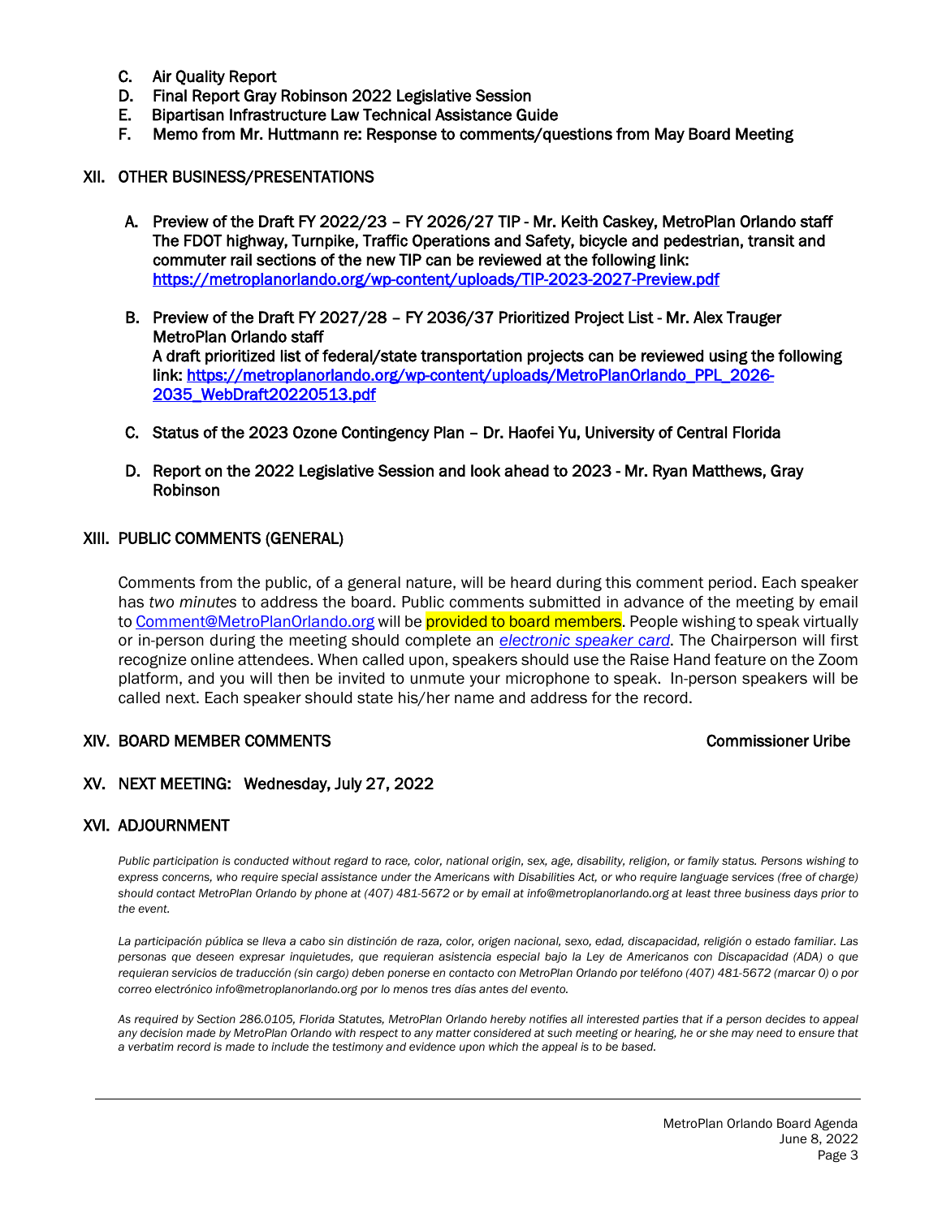C. Air Quality Report
D. Final Report Gray Robinson 2022 Legislative Session
E. Bipartisan Infrastructure Law Technical Assistance Guide
F. Memo from Mr. Huttmann re: Response to comments/questions from May Board Meeting

## XII. OTHER BUSINESS/PRESENTATIONS

A. Preview of the Draft FY 2022/23 – FY 2026/27 TIP - Mr. Keith Caskey, MetroPlan Orlando staff
The FDOT highway, Turnpike, Traffic Operations and Safety, bicycle and pedestrian, transit and commuter rail sections of the new TIP can be reviewed at the following link: [https://metroplanorlando.org/wp-content/uploads/TIP-2023-2027-Preview.pdf](https://metroplanorlando.org/wp-content/uploads/TIP-2023-2027-Preview.pdf)

B. Preview of the Draft FY 2027/28 – FY 2036/37 Prioritized Project List - Mr. Alex Trauger MetroPlan Orlando staff
A draft prioritized list of federal/state transportation projects can be reviewed using the following link: [https://metroplanorlando.org/wp-content/uploads/MetroPlanOrlando_PPL_2026-2035_WebDraft20220513.pdf](https://metroplanorlando.org/wp-content/uploads/MetroPlanOrlando_PPL_2026-2035_WebDraft20220513.pdf)

C. Status of the 2023 Ozone Contingency Plan – Dr. Haofei Yu, University of Central Florida

D. Report on the 2022 Legislative Session and look ahead to 2023 - Mr. Ryan Matthews, Gray Robinson

## XIII. PUBLIC COMMENTS (GENERAL)

Comments from the public, of a general nature, will be heard during this comment period. Each speaker has *two minutes* to address the board. Public comments submitted in advance of the meeting by email to Comment@MetroPlanOrlando.org will be provided to board members. People wishing to speak virtually or in-person during the meeting should complete an *electronic speaker card*. The Chairperson will first recognize online attendees. When called upon, speakers should use the Raise Hand feature on the Zoom platform, and you will then be invited to unmute your microphone to speak. In-person speakers will be called next. Each speaker should state his/her name and address for the record.

## XIV. BOARD MEMBER COMMENTS — Commissioner Uribe

## XV. NEXT MEETING: Wednesday, July 27, 2022

## XVI. ADJOURNMENT

*Public participation is conducted without regard to race, color, national origin, sex, age, disability, religion, or family status. Persons wishing to express concerns, who require special assistance under the Americans with Disabilities Act, or who require language services (free of charge) should contact MetroPlan Orlando by phone at (407) 481-5672 or by email at info@metroplanorlando.org at least three business days prior to the event.*

*La participación pública se lleva a cabo sin distinción de raza, color, origen nacional, sexo, edad, discapacidad, religión o estado familiar. Las personas que deseen expresar inquietudes, que requieran asistencia especial bajo la Ley de Americanos con Discapacidad (ADA) o que requieran servicios de traducción (sin cargo) deben ponerse en contacto con MetroPlan Orlando por teléfono (407) 481-5672 (marcar 0) o por correo electrónico info@metroplanorlando.org por lo menos tres días antes del evento.*

*As required by Section 286.0105, Florida Statutes, MetroPlan Orlando hereby notifies all interested parties that if a person decides to appeal any decision made by MetroPlan Orlando with respect to any matter considered at such meeting or hearing, he or she may need to ensure that a verbatim record is made to include the testimony and evidence upon which the appeal is to be based.*